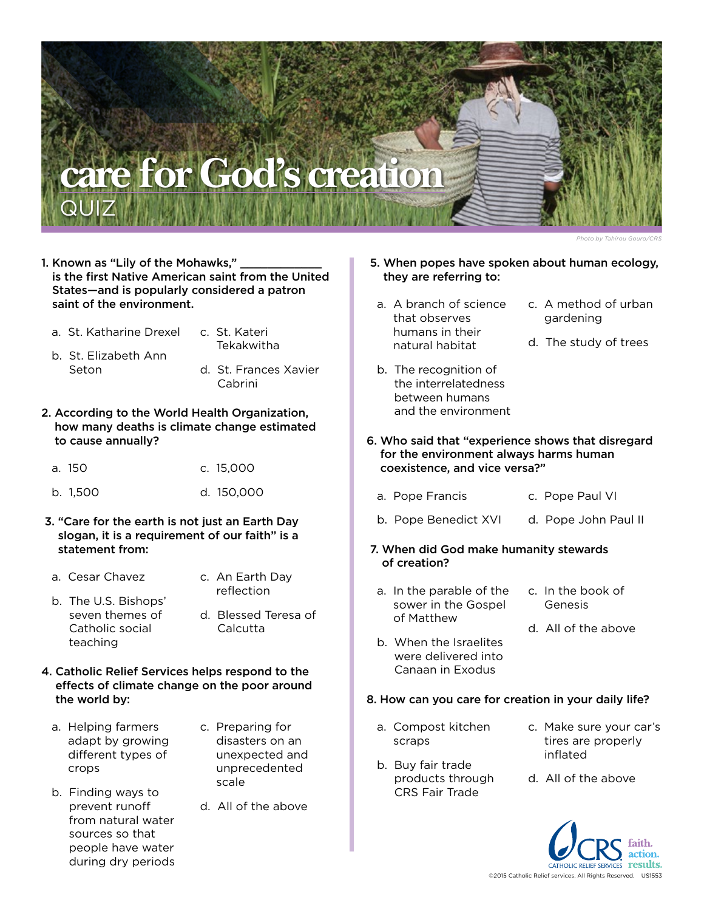# care for God's creation

## QUIZ

Photo by Tahirou Gouro/CRS

**1. Known as "Lily of the Mohawks," ____________ is the first Native American saint from the United States—and is popularly considered a patron saint of the environment.**

a. St. Katharine Drexel

b. St. Elizabeth Ann Seton

c. St. Kateri Tekakwitha

d. St. Frances Xavier Cabrini

**2. According to the World Health Organization, how many deaths is climate change estimated to cause annually?**

a. 150

b. 1,500

c. 15,000

d. 150,000

**3. "Care for the earth is not just an Earth Day slogan, it is a requirement of our faith" is a statement from:**

a. Cesar Chavez

b. The U.S. Bishops' seven themes of Catholic social teaching

c. An Earth Day reflection

d. Blessed Teresa of Calcutta

**4. Catholic Relief Services helps respond to the effects of climate change on the poor around the world by:**

a. Helping farmers adapt by growing different types of crops

b. Finding ways to prevent runoff from natural water sources so that people have water during dry periods

c. Preparing for disasters on an unexpected and unprecedented scale

d. All of the above

**5. When popes have spoken about human ecology, they are referring to:**

a. A branch of science that observes humans in their natural habitat

b. The recognition of the interrelatedness between humans and the environment

c. A method of urban gardening

d. The study of trees

**6. Who said that "experience shows that disregard for the environment always harms human coexistence, and vice versa?"**

a. Pope Francis

b. Pope Benedict XVI

c. Pope Paul VI

d. Pope John Paul II

**7. When did God make humanity stewards of creation?**

a. In the parable of the sower in the Gospel of Matthew

b. When the Israelites were delivered into Canaan in Exodus

c. In the book of Genesis

d. All of the above

**8. How can you care for creation in your daily life?**

a. Compost kitchen scraps

b. Buy fair trade products through CRS Fair Trade

c. Make sure your car's tires are properly inflated

d. All of the above

CRS CATHOLIC RELIEF SERVICES faith. action. results.

©2015 Catholic Relief services. All Rights Reserved. US1553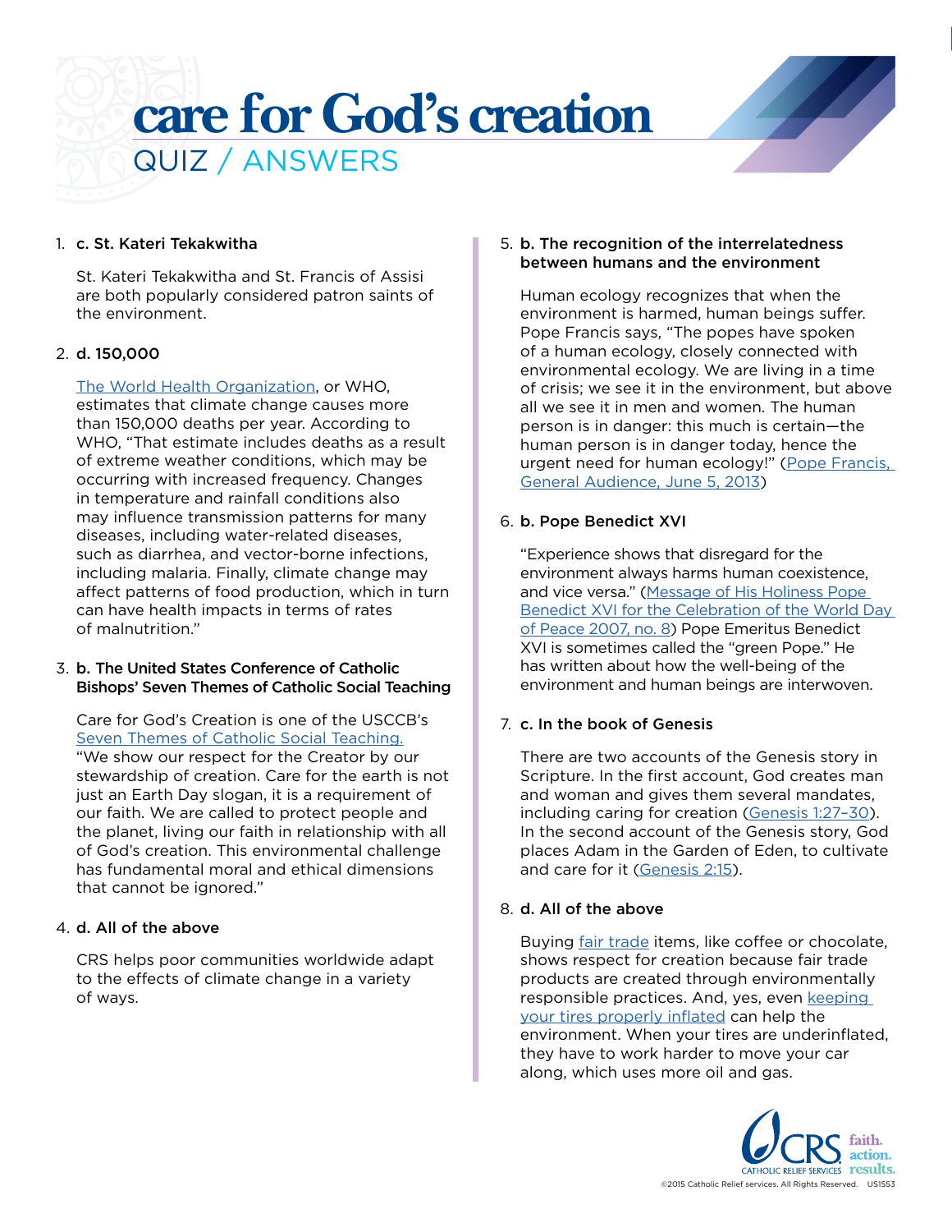# care for God's creation

## QUIZ / ANSWERS

1. **c. St. Kateri Tekakwitha**

   St. Kateri Tekakwitha and St. Francis of Assisi are both popularly considered patron saints of the environment.

2. **d. 150,000**

   The World Health Organization, or WHO, estimates that climate change causes more than 150,000 deaths per year. According to WHO, "That estimate includes deaths as a result of extreme weather conditions, which may be occurring with increased frequency. Changes in temperature and rainfall conditions also may influence transmission patterns for many diseases, including water-related diseases, such as diarrhea, and vector-borne infections, including malaria. Finally, climate change may affect patterns of food production, which in turn can have health impacts in terms of rates of malnutrition."

3. **b. The United States Conference of Catholic Bishops' Seven Themes of Catholic Social Teaching**

   Care for God's Creation is one of the USCCB's Seven Themes of Catholic Social Teaching. "We show our respect for the Creator by our stewardship of creation. Care for the earth is not just an Earth Day slogan, it is a requirement of our faith. We are called to protect people and the planet, living our faith in relationship with all of God's creation. This environmental challenge has fundamental moral and ethical dimensions that cannot be ignored."

4. **d. All of the above**

   CRS helps poor communities worldwide adapt to the effects of climate change in a variety of ways.

5. **b. The recognition of the interrelatedness between humans and the environment**

   Human ecology recognizes that when the environment is harmed, human beings suffer. Pope Francis says, "The popes have spoken of a human ecology, closely connected with environmental ecology. We are living in a time of crisis; we see it in the environment, but above all we see it in men and women. The human person is in danger: this much is certain—the human person is in danger today, hence the urgent need for human ecology!" (Pope Francis, General Audience, June 5, 2013)

6. **b. Pope Benedict XVI**

   "Experience shows that disregard for the environment always harms human coexistence, and vice versa." (Message of His Holiness Pope Benedict XVI for the Celebration of the World Day of Peace 2007, no. 8) Pope Emeritus Benedict XVI is sometimes called the "green Pope." He has written about how the well-being of the environment and human beings are interwoven.

7. **c. In the book of Genesis**

   There are two accounts of the Genesis story in Scripture. In the first account, God creates man and woman and gives them several mandates, including caring for creation (Genesis 1:27–30). In the second account of the Genesis story, God places Adam in the Garden of Eden, to cultivate and care for it (Genesis 2:15).

8. **d. All of the above**

   Buying fair trade items, like coffee or chocolate, shows respect for creation because fair trade products are created through environmentally responsible practices. And, yes, even keeping your tires properly inflated can help the environment. When your tires are underinflated, they have to work harder to move your car along, which uses more oil and gas.

CRS CATHOLIC RELIEF SERVICES faith. action. results.

©2015 Catholic Relief services. All Rights Reserved. US1553